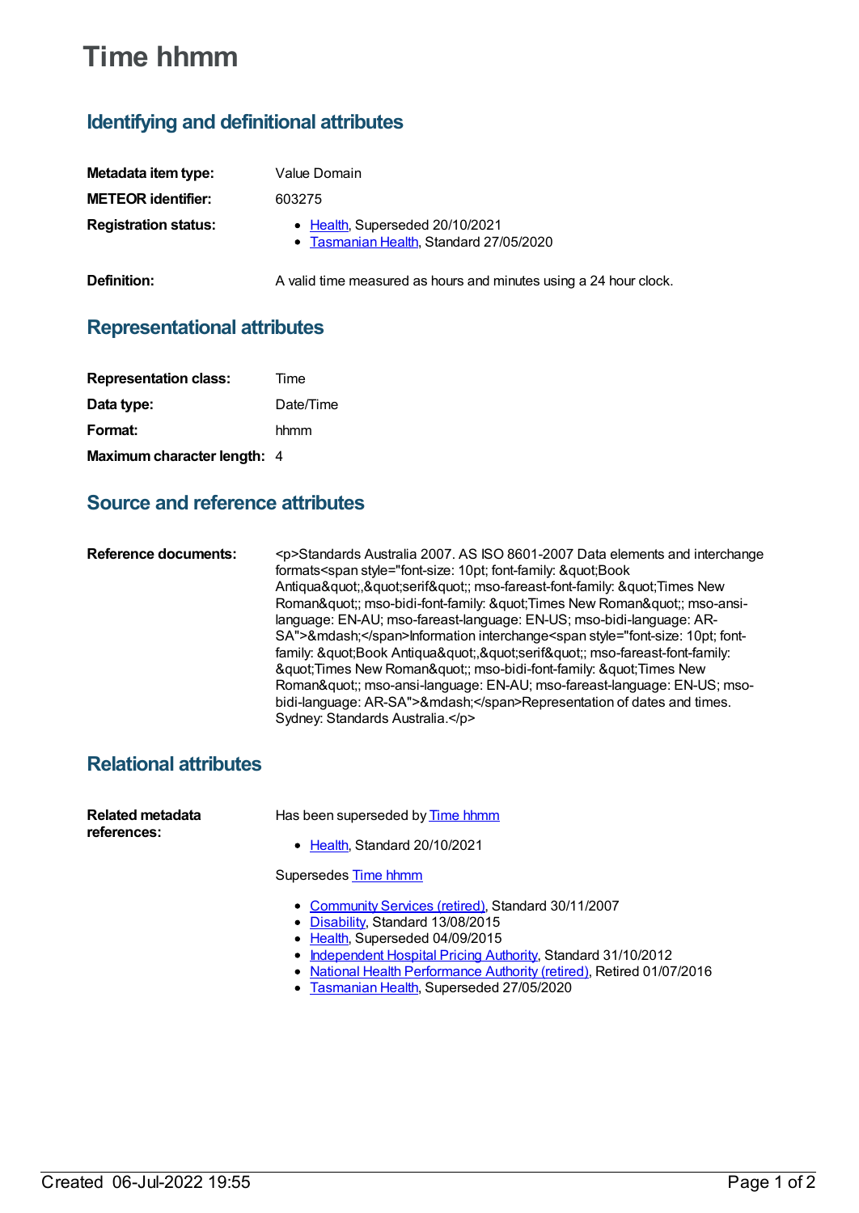# Time hhmm

## Identifying and definitional attributes

**Metadata item type:** Value Domain

**METEOR identifier:** 603275

**Registration status:**
- Health, Superseded 20/10/2021
- Tasmanian Health, Standard 27/05/2020

**Definition:** A valid time measured as hours and minutes using a 24 hour clock.

## Representational attributes

**Representation class:** Time

**Data type:** Date/Time

**Format:** hhmm

**Maximum character length:** 4

## Source and reference attributes

**Reference documents:** <p>Standards Australia 2007. AS ISO 8601-2007 Data elements and interchange formats<span style="font-size: 10pt; font-family: &quot;Book Antiqua&quot;,&quot;serif&quot;; mso-fareast-font-family: &quot;Times New Roman&quot;; mso-bidi-font-family: &quot;Times New Roman&quot;; mso-ansi-language: EN-AU; mso-fareast-language: EN-US; mso-bidi-language: AR-SA">&mdash;</span>Information interchange<span style="font-size: 10pt; font-family: &quot;Book Antiqua&quot;,&quot;serif&quot;; mso-fareast-font-family: &quot;Times New Roman&quot;; mso-bidi-font-family: &quot;Times New Roman&quot;; mso-ansi-language: EN-AU; mso-fareast-language: EN-US; mso-bidi-language: AR-SA">&mdash;</span>Representation of dates and times. Sydney: Standards Australia.</p>

## Relational attributes

**Related metadata references:**

Has been superseded by Time hhmm

- Health, Standard 20/10/2021

Supersedes Time hhmm

- Community Services (retired), Standard 30/11/2007
- Disability, Standard 13/08/2015
- Health, Superseded 04/09/2015
- Independent Hospital Pricing Authority, Standard 31/10/2012
- National Health Performance Authority (retired), Retired 01/07/2016
- Tasmanian Health, Superseded 27/05/2020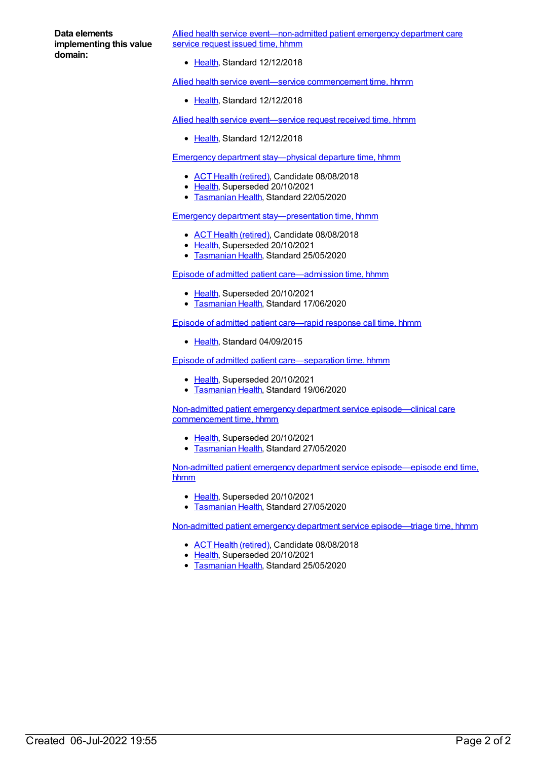**Data elements implementing this value domain:**

Allied health service event—non-admitted patient emergency department care service request issued time, hhmm

- Health, Standard 12/12/2018

Allied health service event—service commencement time, hhmm

- Health, Standard 12/12/2018

Allied health service event—service request received time, hhmm

- Health, Standard 12/12/2018

Emergency department stay—physical departure time, hhmm

- ACT Health (retired), Candidate 08/08/2018
- Health, Superseded 20/10/2021
- Tasmanian Health, Standard 22/05/2020

Emergency department stay—presentation time, hhmm

- ACT Health (retired), Candidate 08/08/2018
- Health, Superseded 20/10/2021
- Tasmanian Health, Standard 25/05/2020

Episode of admitted patient care—admission time, hhmm

- Health, Superseded 20/10/2021
- Tasmanian Health, Standard 17/06/2020

Episode of admitted patient care—rapid response call time, hhmm

- Health, Standard 04/09/2015

Episode of admitted patient care—separation time, hhmm

- Health, Superseded 20/10/2021
- Tasmanian Health, Standard 19/06/2020

Non-admitted patient emergency department service episode—clinical care commencement time, hhmm

- Health, Superseded 20/10/2021
- Tasmanian Health, Standard 27/05/2020

Non-admitted patient emergency department service episode—episode end time, hhmm

- Health, Superseded 20/10/2021
- Tasmanian Health, Standard 27/05/2020

Non-admitted patient emergency department service episode—triage time, hhmm

- ACT Health (retired), Candidate 08/08/2018
- Health, Superseded 20/10/2021
- Tasmanian Health, Standard 25/05/2020